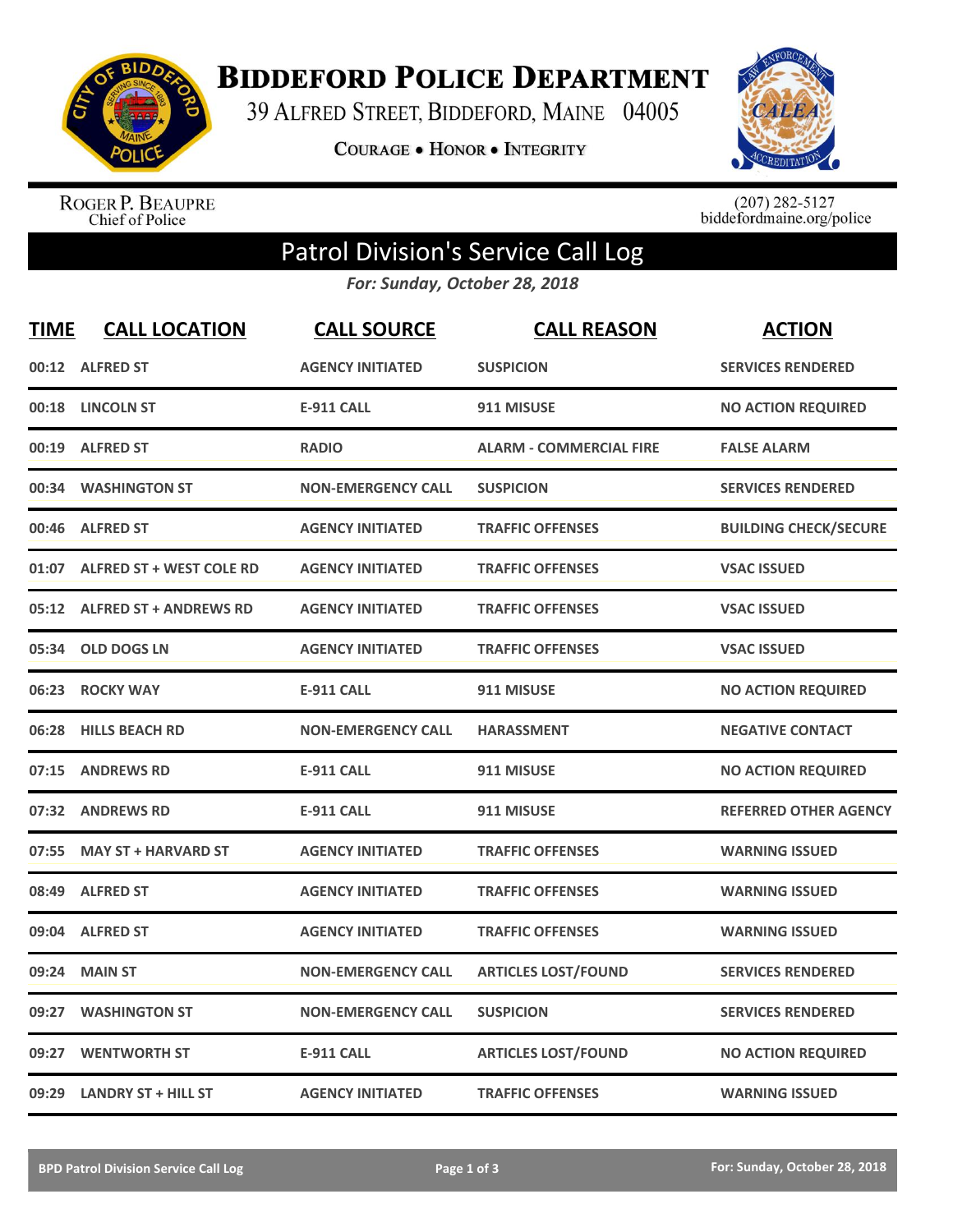# Biddeford Police Department

39 Alfred Street, Biddeford, Maine 04005

Courage • Honor • Integrity

Roger P. Beaupre
Chief of Police

(207) 282-5127
biddefordmaine.org/police

## Patrol Division's Service Call Log

*For: Sunday, October 28, 2018*

| TIME | CALL LOCATION | CALL SOURCE | CALL REASON | ACTION |
|---|---|---|---|---|
| 00:12 | ALFRED ST | AGENCY INITIATED | SUSPICION | SERVICES RENDERED |
| 00:18 | LINCOLN ST | E-911 CALL | 911 MISUSE | NO ACTION REQUIRED |
| 00:19 | ALFRED ST | RADIO | ALARM - COMMERCIAL FIRE | FALSE ALARM |
| 00:34 | WASHINGTON ST | NON-EMERGENCY CALL | SUSPICION | SERVICES RENDERED |
| 00:46 | ALFRED ST | AGENCY INITIATED | TRAFFIC OFFENSES | BUILDING CHECK/SECURE |
| 01:07 | ALFRED ST + WEST COLE RD | AGENCY INITIATED | TRAFFIC OFFENSES | VSAC ISSUED |
| 05:12 | ALFRED ST + ANDREWS RD | AGENCY INITIATED | TRAFFIC OFFENSES | VSAC ISSUED |
| 05:34 | OLD DOGS LN | AGENCY INITIATED | TRAFFIC OFFENSES | VSAC ISSUED |
| 06:23 | ROCKY WAY | E-911 CALL | 911 MISUSE | NO ACTION REQUIRED |
| 06:28 | HILLS BEACH RD | NON-EMERGENCY CALL | HARASSMENT | NEGATIVE CONTACT |
| 07:15 | ANDREWS RD | E-911 CALL | 911 MISUSE | NO ACTION REQUIRED |
| 07:32 | ANDREWS RD | E-911 CALL | 911 MISUSE | REFERRED OTHER AGENCY |
| 07:55 | MAY ST + HARVARD ST | AGENCY INITIATED | TRAFFIC OFFENSES | WARNING ISSUED |
| 08:49 | ALFRED ST | AGENCY INITIATED | TRAFFIC OFFENSES | WARNING ISSUED |
| 09:04 | ALFRED ST | AGENCY INITIATED | TRAFFIC OFFENSES | WARNING ISSUED |
| 09:24 | MAIN ST | NON-EMERGENCY CALL | ARTICLES LOST/FOUND | SERVICES RENDERED |
| 09:27 | WASHINGTON ST | NON-EMERGENCY CALL | SUSPICION | SERVICES RENDERED |
| 09:27 | WENTWORTH ST | E-911 CALL | ARTICLES LOST/FOUND | NO ACTION REQUIRED |
| 09:29 | LANDRY ST + HILL ST | AGENCY INITIATED | TRAFFIC OFFENSES | WARNING ISSUED |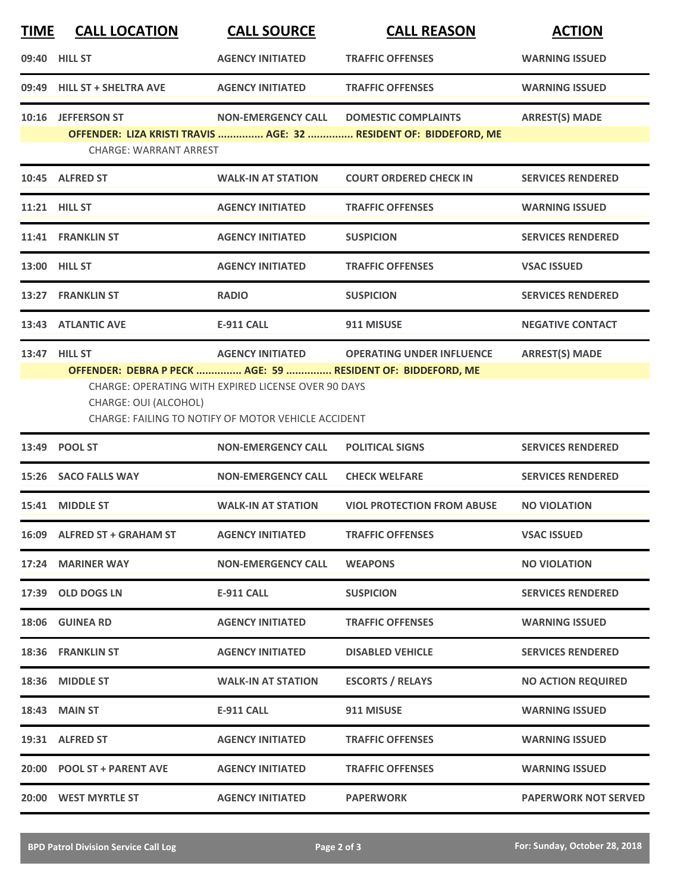| TIME | CALL LOCATION | CALL SOURCE | CALL REASON | ACTION |
|---|---|---|---|---|
| 09:40 | HILL ST | AGENCY INITIATED | TRAFFIC OFFENSES | WARNING ISSUED |
| 09:49 | HILL ST + SHELTRA AVE | AGENCY INITIATED | TRAFFIC OFFENSES | WARNING ISSUED |
| 10:16 | JEFFERSON ST | NON-EMERGENCY CALL | DOMESTIC COMPLAINTS | ARREST(S) MADE |
| | OFFENDER: LIZA KRISTI TRAVIS ............... AGE: 32 ............... RESIDENT OF: BIDDEFORD, ME | | | |
| | CHARGE: WARRANT ARREST | | | |
| 10:45 | ALFRED ST | WALK-IN AT STATION | COURT ORDERED CHECK IN | SERVICES RENDERED |
| 11:21 | HILL ST | AGENCY INITIATED | TRAFFIC OFFENSES | WARNING ISSUED |
| 11:41 | FRANKLIN ST | AGENCY INITIATED | SUSPICION | SERVICES RENDERED |
| 13:00 | HILL ST | AGENCY INITIATED | TRAFFIC OFFENSES | VSAC ISSUED |
| 13:27 | FRANKLIN ST | RADIO | SUSPICION | SERVICES RENDERED |
| 13:43 | ATLANTIC AVE | E-911 CALL | 911 MISUSE | NEGATIVE CONTACT |
| 13:47 | HILL ST | AGENCY INITIATED | OPERATING UNDER INFLUENCE | ARREST(S) MADE |
| | OFFENDER: DEBRA P PECK ............... AGE: 59 ............... RESIDENT OF: BIDDEFORD, ME | | | |
| | CHARGE: OPERATING WITH EXPIRED LICENSE OVER 90 DAYS | | | |
| | CHARGE: OUI (ALCOHOL) | | | |
| | CHARGE: FAILING TO NOTIFY OF MOTOR VEHICLE ACCIDENT | | | |
| 13:49 | POOL ST | NON-EMERGENCY CALL | POLITICAL SIGNS | SERVICES RENDERED |
| 15:26 | SACO FALLS WAY | NON-EMERGENCY CALL | CHECK WELFARE | SERVICES RENDERED |
| 15:41 | MIDDLE ST | WALK-IN AT STATION | VIOL PROTECTION FROM ABUSE | NO VIOLATION |
| 16:09 | ALFRED ST + GRAHAM ST | AGENCY INITIATED | TRAFFIC OFFENSES | VSAC ISSUED |
| 17:24 | MARINER WAY | NON-EMERGENCY CALL | WEAPONS | NO VIOLATION |
| 17:39 | OLD DOGS LN | E-911 CALL | SUSPICION | SERVICES RENDERED |
| 18:06 | GUINEA RD | AGENCY INITIATED | TRAFFIC OFFENSES | WARNING ISSUED |
| 18:36 | FRANKLIN ST | AGENCY INITIATED | DISABLED VEHICLE | SERVICES RENDERED |
| 18:36 | MIDDLE ST | WALK-IN AT STATION | ESCORTS / RELAYS | NO ACTION REQUIRED |
| 18:43 | MAIN ST | E-911 CALL | 911 MISUSE | WARNING ISSUED |
| 19:31 | ALFRED ST | AGENCY INITIATED | TRAFFIC OFFENSES | WARNING ISSUED |
| 20:00 | POOL ST + PARENT AVE | AGENCY INITIATED | TRAFFIC OFFENSES | WARNING ISSUED |
| 20:00 | WEST MYRTLE ST | AGENCY INITIATED | PAPERWORK | PAPERWORK NOT SERVED |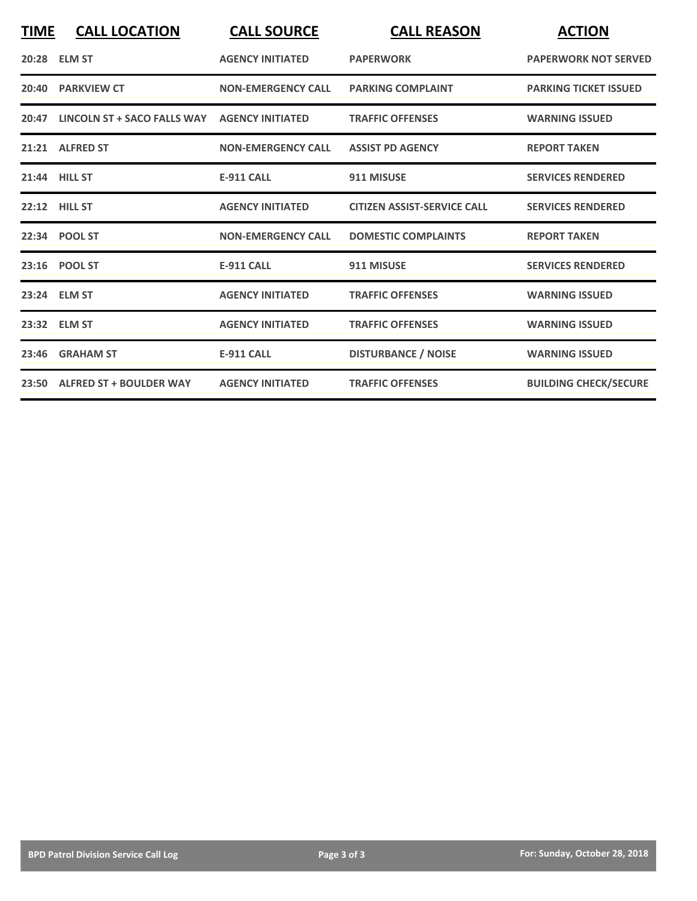| TIME | CALL LOCATION | CALL SOURCE | CALL REASON | ACTION |
|---|---|---|---|---|
| 20:28 | ELM ST | AGENCY INITIATED | PAPERWORK | PAPERWORK NOT SERVED |
| 20:40 | PARKVIEW CT | NON-EMERGENCY CALL | PARKING COMPLAINT | PARKING TICKET ISSUED |
| 20:47 | LINCOLN ST + SACO FALLS WAY | AGENCY INITIATED | TRAFFIC OFFENSES | WARNING ISSUED |
| 21:21 | ALFRED ST | NON-EMERGENCY CALL | ASSIST PD AGENCY | REPORT TAKEN |
| 21:44 | HILL ST | E-911 CALL | 911 MISUSE | SERVICES RENDERED |
| 22:12 | HILL ST | AGENCY INITIATED | CITIZEN ASSIST-SERVICE CALL | SERVICES RENDERED |
| 22:34 | POOL ST | NON-EMERGENCY CALL | DOMESTIC COMPLAINTS | REPORT TAKEN |
| 23:16 | POOL ST | E-911 CALL | 911 MISUSE | SERVICES RENDERED |
| 23:24 | ELM ST | AGENCY INITIATED | TRAFFIC OFFENSES | WARNING ISSUED |
| 23:32 | ELM ST | AGENCY INITIATED | TRAFFIC OFFENSES | WARNING ISSUED |
| 23:46 | GRAHAM ST | E-911 CALL | DISTURBANCE / NOISE | WARNING ISSUED |
| 23:50 | ALFRED ST + BOULDER WAY | AGENCY INITIATED | TRAFFIC OFFENSES | BUILDING CHECK/SECURE |